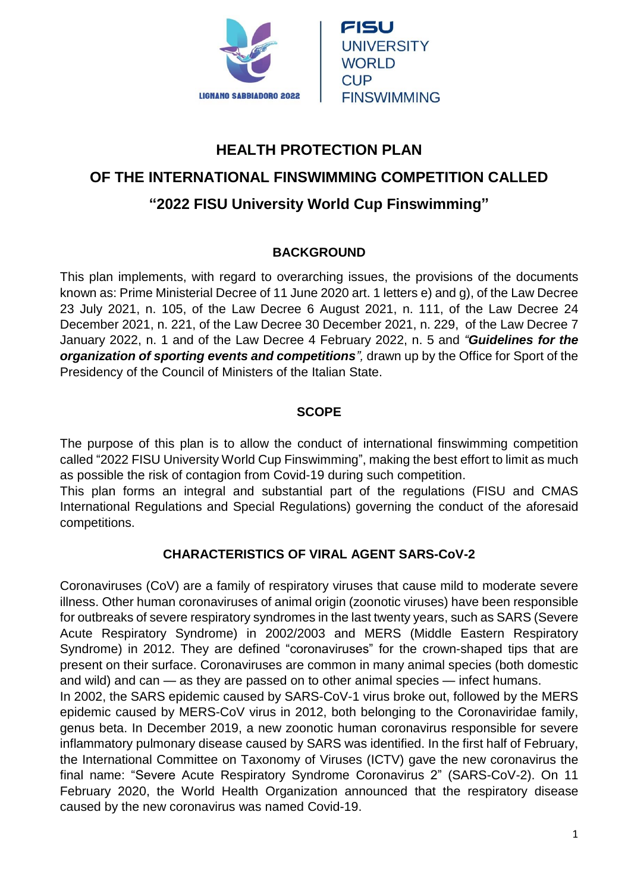LIGNANO SABBIADORO 2022

FISU UNIVERSITY WORLD CUP FINSWIMMING

# HEALTH PROTECTION PLAN
# OF THE INTERNATIONAL FINSWIMMING COMPETITION CALLED
# "2022 FISU University World Cup Finswimming"

## BACKGROUND

This plan implements, with regard to overarching issues, the provisions of the documents known as: Prime Ministerial Decree of 11 June 2020 art. 1 letters e) and g), of the Law Decree 23 July 2021, n. 105, of the Law Decree 6 August 2021, n. 111, of the Law Decree 24 December 2021, n. 221, of the Law Decree 30 December 2021, n. 229, of the Law Decree 7 January 2022, n. 1 and of the Law Decree 4 February 2022, n. 5 and *"**Guidelines for the organization of sporting events and competitions**",* drawn up by the Office for Sport of the Presidency of the Council of Ministers of the Italian State.

## SCOPE

The purpose of this plan is to allow the conduct of international finswimming competition called "2022 FISU University World Cup Finswimming", making the best effort to limit as much as possible the risk of contagion from Covid-19 during such competition.
This plan forms an integral and substantial part of the regulations (FISU and CMAS International Regulations and Special Regulations) governing the conduct of the aforesaid competitions.

## CHARACTERISTICS OF VIRAL AGENT SARS-CoV-2

Coronaviruses (CoV) are a family of respiratory viruses that cause mild to moderate severe illness. Other human coronaviruses of animal origin (zoonotic viruses) have been responsible for outbreaks of severe respiratory syndromes in the last twenty years, such as SARS (Severe Acute Respiratory Syndrome) in 2002/2003 and MERS (Middle Eastern Respiratory Syndrome) in 2012. They are defined "coronaviruses" for the crown-shaped tips that are present on their surface. Coronaviruses are common in many animal species (both domestic and wild) and can — as they are passed on to other animal species — infect humans.
In 2002, the SARS epidemic caused by SARS-CoV-1 virus broke out, followed by the MERS epidemic caused by MERS-CoV virus in 2012, both belonging to the Coronaviridae family, genus beta. In December 2019, a new zoonotic human coronavirus responsible for severe inflammatory pulmonary disease caused by SARS was identified. In the first half of February, the International Committee on Taxonomy of Viruses (ICTV) gave the new coronavirus the final name: "Severe Acute Respiratory Syndrome Coronavirus 2" (SARS-CoV-2). On 11 February 2020, the World Health Organization announced that the respiratory disease caused by the new coronavirus was named Covid-19.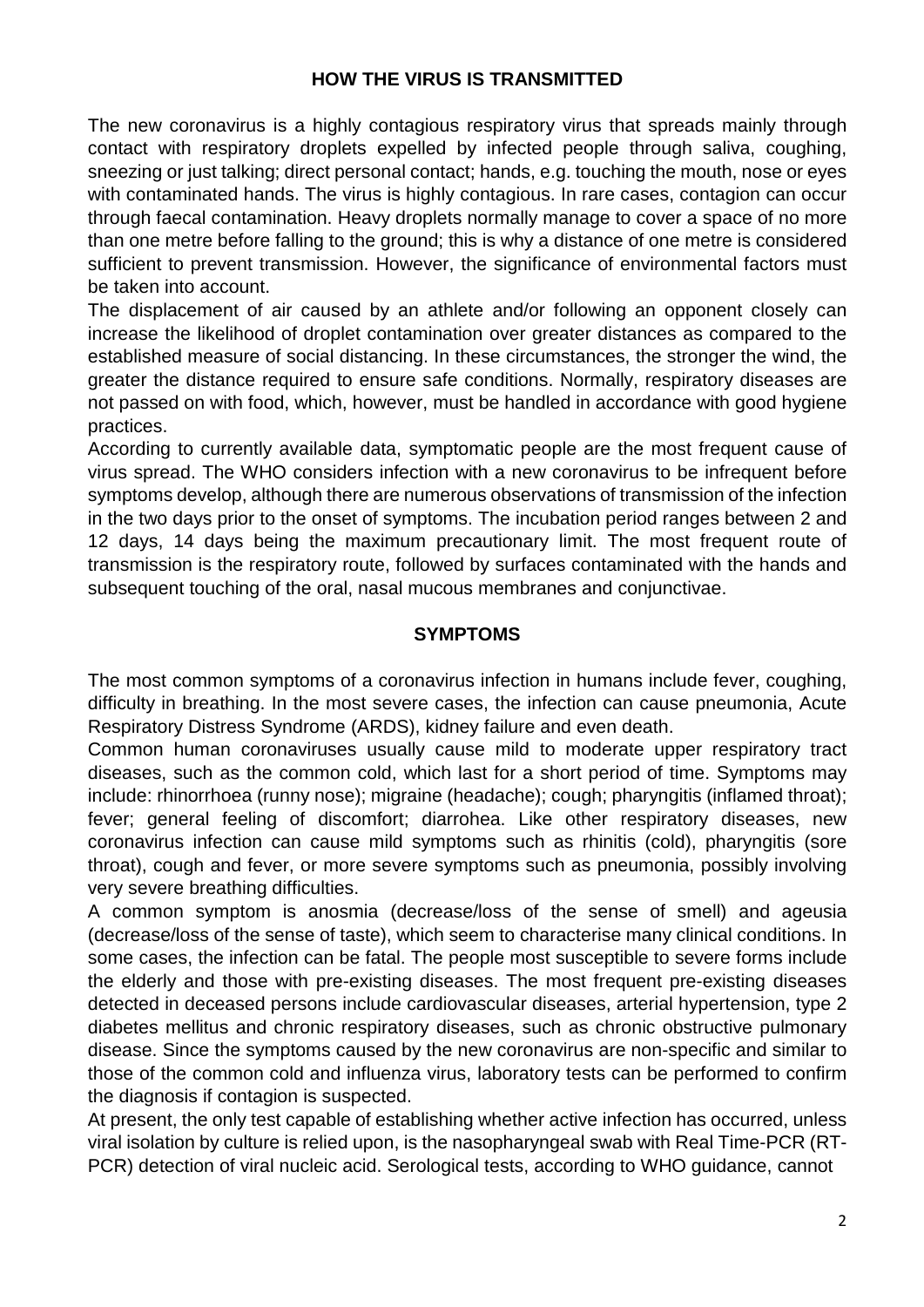## HOW THE VIRUS IS TRANSMITTED

The new coronavirus is a highly contagious respiratory virus that spreads mainly through contact with respiratory droplets expelled by infected people through saliva, coughing, sneezing or just talking; direct personal contact; hands, e.g. touching the mouth, nose or eyes with contaminated hands. The virus is highly contagious. In rare cases, contagion can occur through faecal contamination. Heavy droplets normally manage to cover a space of no more than one metre before falling to the ground; this is why a distance of one metre is considered sufficient to prevent transmission. However, the significance of environmental factors must be taken into account.

The displacement of air caused by an athlete and/or following an opponent closely can increase the likelihood of droplet contamination over greater distances as compared to the established measure of social distancing. In these circumstances, the stronger the wind, the greater the distance required to ensure safe conditions. Normally, respiratory diseases are not passed on with food, which, however, must be handled in accordance with good hygiene practices.

According to currently available data, symptomatic people are the most frequent cause of virus spread. The WHO considers infection with a new coronavirus to be infrequent before symptoms develop, although there are numerous observations of transmission of the infection in the two days prior to the onset of symptoms. The incubation period ranges between 2 and 12 days, 14 days being the maximum precautionary limit. The most frequent route of transmission is the respiratory route, followed by surfaces contaminated with the hands and subsequent touching of the oral, nasal mucous membranes and conjunctivae.

## SYMPTOMS

The most common symptoms of a coronavirus infection in humans include fever, coughing, difficulty in breathing. In the most severe cases, the infection can cause pneumonia, Acute Respiratory Distress Syndrome (ARDS), kidney failure and even death.

Common human coronaviruses usually cause mild to moderate upper respiratory tract diseases, such as the common cold, which last for a short period of time. Symptoms may include: rhinorrhoea (runny nose); migraine (headache); cough; pharyngitis (inflamed throat); fever; general feeling of discomfort; diarrohea. Like other respiratory diseases, new coronavirus infection can cause mild symptoms such as rhinitis (cold), pharyngitis (sore throat), cough and fever, or more severe symptoms such as pneumonia, possibly involving very severe breathing difficulties.

A common symptom is anosmia (decrease/loss of the sense of smell) and ageusia (decrease/loss of the sense of taste), which seem to characterise many clinical conditions. In some cases, the infection can be fatal. The people most susceptible to severe forms include the elderly and those with pre-existing diseases. The most frequent pre-existing diseases detected in deceased persons include cardiovascular diseases, arterial hypertension, type 2 diabetes mellitus and chronic respiratory diseases, such as chronic obstructive pulmonary disease. Since the symptoms caused by the new coronavirus are non-specific and similar to those of the common cold and influenza virus, laboratory tests can be performed to confirm the diagnosis if contagion is suspected.

At present, the only test capable of establishing whether active infection has occurred, unless viral isolation by culture is relied upon, is the nasopharyngeal swab with Real Time-PCR (RT-PCR) detection of viral nucleic acid. Serological tests, according to WHO guidance, cannot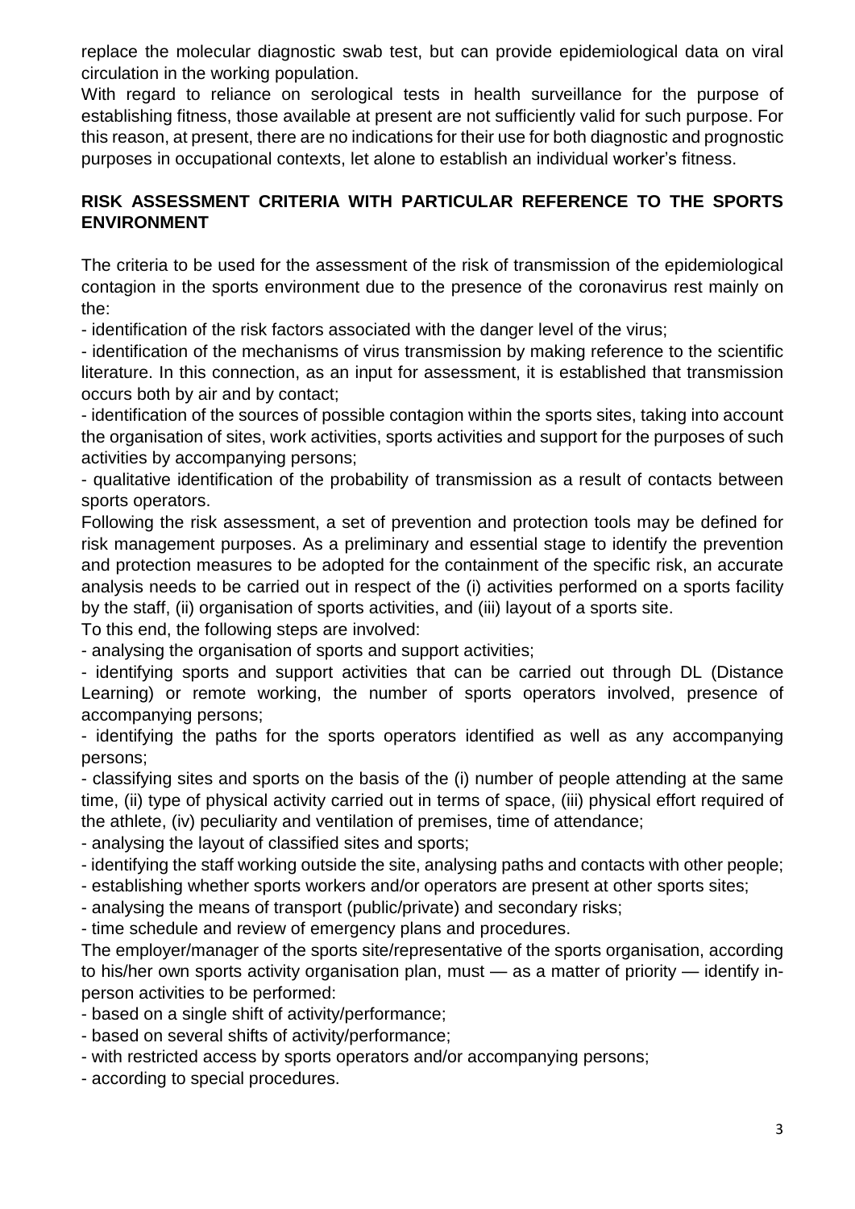replace the molecular diagnostic swab test, but can provide epidemiological data on viral circulation in the working population.

With regard to reliance on serological tests in health surveillance for the purpose of establishing fitness, those available at present are not sufficiently valid for such purpose. For this reason, at present, there are no indications for their use for both diagnostic and prognostic purposes in occupational contexts, let alone to establish an individual worker's fitness.

## RISK ASSESSMENT CRITERIA WITH PARTICULAR REFERENCE TO THE SPORTS ENVIRONMENT

The criteria to be used for the assessment of the risk of transmission of the epidemiological contagion in the sports environment due to the presence of the coronavirus rest mainly on the:

- identification of the risk factors associated with the danger level of the virus;
- identification of the mechanisms of virus transmission by making reference to the scientific literature. In this connection, as an input for assessment, it is established that transmission occurs both by air and by contact;
- identification of the sources of possible contagion within the sports sites, taking into account the organisation of sites, work activities, sports activities and support for the purposes of such activities by accompanying persons;
- qualitative identification of the probability of transmission as a result of contacts between sports operators.

Following the risk assessment, a set of prevention and protection tools may be defined for risk management purposes. As a preliminary and essential stage to identify the prevention and protection measures to be adopted for the containment of the specific risk, an accurate analysis needs to be carried out in respect of the (i) activities performed on a sports facility by the staff, (ii) organisation of sports activities, and (iii) layout of a sports site.

To this end, the following steps are involved:

- analysing the organisation of sports and support activities;
- identifying sports and support activities that can be carried out through DL (Distance Learning) or remote working, the number of sports operators involved, presence of accompanying persons;
- identifying the paths for the sports operators identified as well as any accompanying persons;
- classifying sites and sports on the basis of the (i) number of people attending at the same time, (ii) type of physical activity carried out in terms of space, (iii) physical effort required of the athlete, (iv) peculiarity and ventilation of premises, time of attendance;
- analysing the layout of classified sites and sports;
- identifying the staff working outside the site, analysing paths and contacts with other people;
- establishing whether sports workers and/or operators are present at other sports sites;
- analysing the means of transport (public/private) and secondary risks;
- time schedule and review of emergency plans and procedures.

The employer/manager of the sports site/representative of the sports organisation, according to his/her own sports activity organisation plan, must — as a matter of priority — identify in-person activities to be performed:

- based on a single shift of activity/performance;
- based on several shifts of activity/performance;
- with restricted access by sports operators and/or accompanying persons;
- according to special procedures.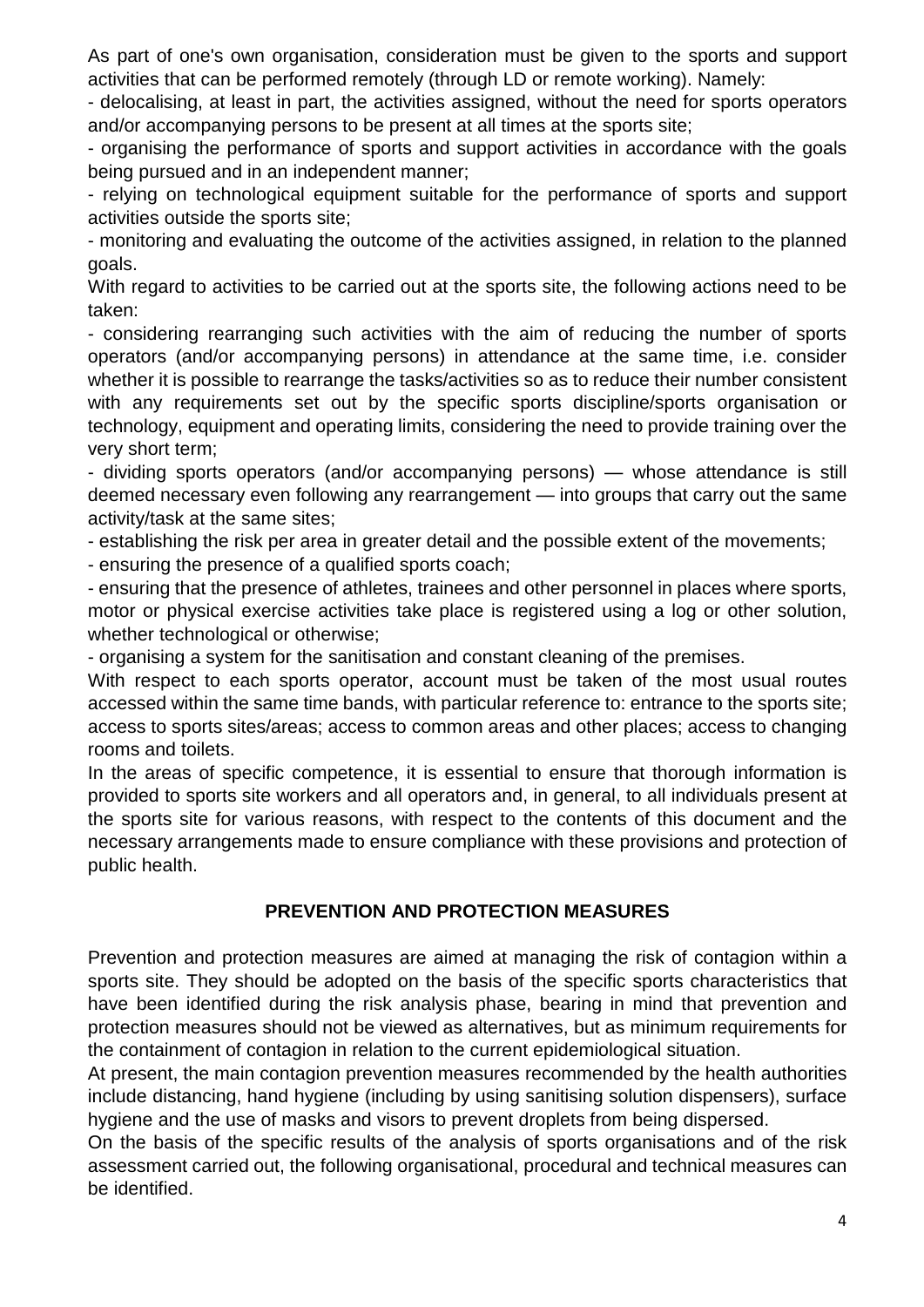As part of one's own organisation, consideration must be given to the sports and support activities that can be performed remotely (through LD or remote working). Namely:

- delocalising, at least in part, the activities assigned, without the need for sports operators and/or accompanying persons to be present at all times at the sports site;
- organising the performance of sports and support activities in accordance with the goals being pursued and in an independent manner;
- relying on technological equipment suitable for the performance of sports and support activities outside the sports site;
- monitoring and evaluating the outcome of the activities assigned, in relation to the planned goals.

With regard to activities to be carried out at the sports site, the following actions need to be taken:

- considering rearranging such activities with the aim of reducing the number of sports operators (and/or accompanying persons) in attendance at the same time, i.e. consider whether it is possible to rearrange the tasks/activities so as to reduce their number consistent with any requirements set out by the specific sports discipline/sports organisation or technology, equipment and operating limits, considering the need to provide training over the very short term;
- dividing sports operators (and/or accompanying persons) — whose attendance is still deemed necessary even following any rearrangement — into groups that carry out the same activity/task at the same sites;
- establishing the risk per area in greater detail and the possible extent of the movements;
- ensuring the presence of a qualified sports coach;
- ensuring that the presence of athletes, trainees and other personnel in places where sports, motor or physical exercise activities take place is registered using a log or other solution, whether technological or otherwise;
- organising a system for the sanitisation and constant cleaning of the premises.

With respect to each sports operator, account must be taken of the most usual routes accessed within the same time bands, with particular reference to: entrance to the sports site; access to sports sites/areas; access to common areas and other places; access to changing rooms and toilets.

In the areas of specific competence, it is essential to ensure that thorough information is provided to sports site workers and all operators and, in general, to all individuals present at the sports site for various reasons, with respect to the contents of this document and the necessary arrangements made to ensure compliance with these provisions and protection of public health.

## PREVENTION AND PROTECTION MEASURES

Prevention and protection measures are aimed at managing the risk of contagion within a sports site. They should be adopted on the basis of the specific sports characteristics that have been identified during the risk analysis phase, bearing in mind that prevention and protection measures should not be viewed as alternatives, but as minimum requirements for the containment of contagion in relation to the current epidemiological situation.

At present, the main contagion prevention measures recommended by the health authorities include distancing, hand hygiene (including by using sanitising solution dispensers), surface hygiene and the use of masks and visors to prevent droplets from being dispersed.

On the basis of the specific results of the analysis of sports organisations and of the risk assessment carried out, the following organisational, procedural and technical measures can be identified.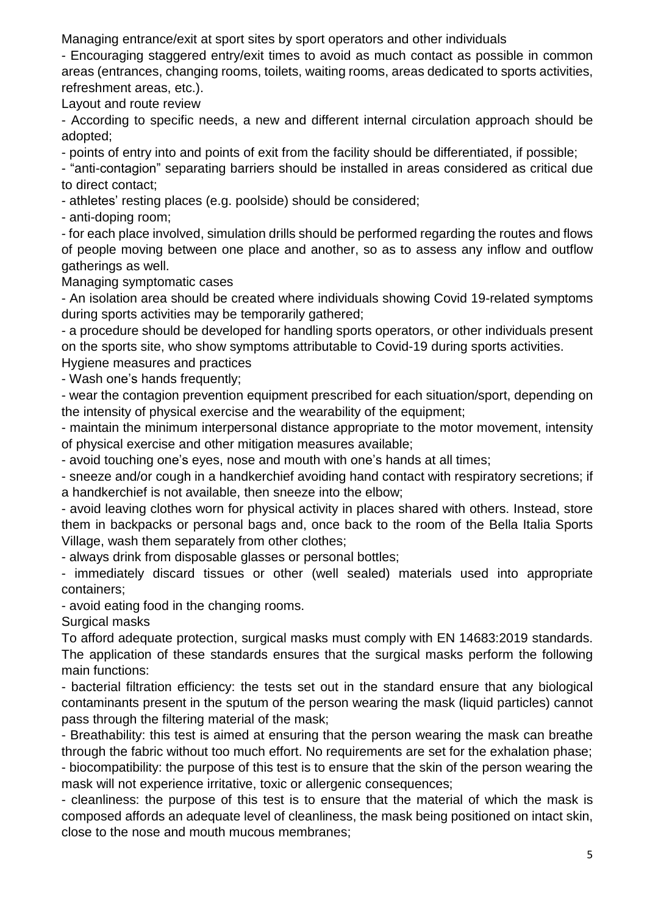Managing entrance/exit at sport sites by sport operators and other individuals

- Encouraging staggered entry/exit times to avoid as much contact as possible in common areas (entrances, changing rooms, toilets, waiting rooms, areas dedicated to sports activities, refreshment areas, etc.).

Layout and route review

- According to specific needs, a new and different internal circulation approach should be adopted;
- points of entry into and points of exit from the facility should be differentiated, if possible;
- "anti-contagion" separating barriers should be installed in areas considered as critical due to direct contact;
- athletes' resting places (e.g. poolside) should be considered;
- anti-doping room;
- for each place involved, simulation drills should be performed regarding the routes and flows of people moving between one place and another, so as to assess any inflow and outflow gatherings as well.

Managing symptomatic cases

- An isolation area should be created where individuals showing Covid 19-related symptoms during sports activities may be temporarily gathered;
- a procedure should be developed for handling sports operators, or other individuals present on the sports site, who show symptoms attributable to Covid-19 during sports activities.

Hygiene measures and practices

- Wash one's hands frequently;
- wear the contagion prevention equipment prescribed for each situation/sport, depending on the intensity of physical exercise and the wearability of the equipment;
- maintain the minimum interpersonal distance appropriate to the motor movement, intensity of physical exercise and other mitigation measures available;
- avoid touching one's eyes, nose and mouth with one's hands at all times;
- sneeze and/or cough in a handkerchief avoiding hand contact with respiratory secretions; if a handkerchief is not available, then sneeze into the elbow;
- avoid leaving clothes worn for physical activity in places shared with others. Instead, store them in backpacks or personal bags and, once back to the room of the Bella Italia Sports Village, wash them separately from other clothes;
- always drink from disposable glasses or personal bottles;
- immediately discard tissues or other (well sealed) materials used into appropriate containers;
- avoid eating food in the changing rooms.

Surgical masks

To afford adequate protection, surgical masks must comply with EN 14683:2019 standards. The application of these standards ensures that the surgical masks perform the following main functions:

- bacterial filtration efficiency: the tests set out in the standard ensure that any biological contaminants present in the sputum of the person wearing the mask (liquid particles) cannot pass through the filtering material of the mask;
- Breathability: this test is aimed at ensuring that the person wearing the mask can breathe through the fabric without too much effort. No requirements are set for the exhalation phase;
- biocompatibility: the purpose of this test is to ensure that the skin of the person wearing the mask will not experience irritative, toxic or allergenic consequences;
- cleanliness: the purpose of this test is to ensure that the material of which the mask is composed affords an adequate level of cleanliness, the mask being positioned on intact skin, close to the nose and mouth mucous membranes;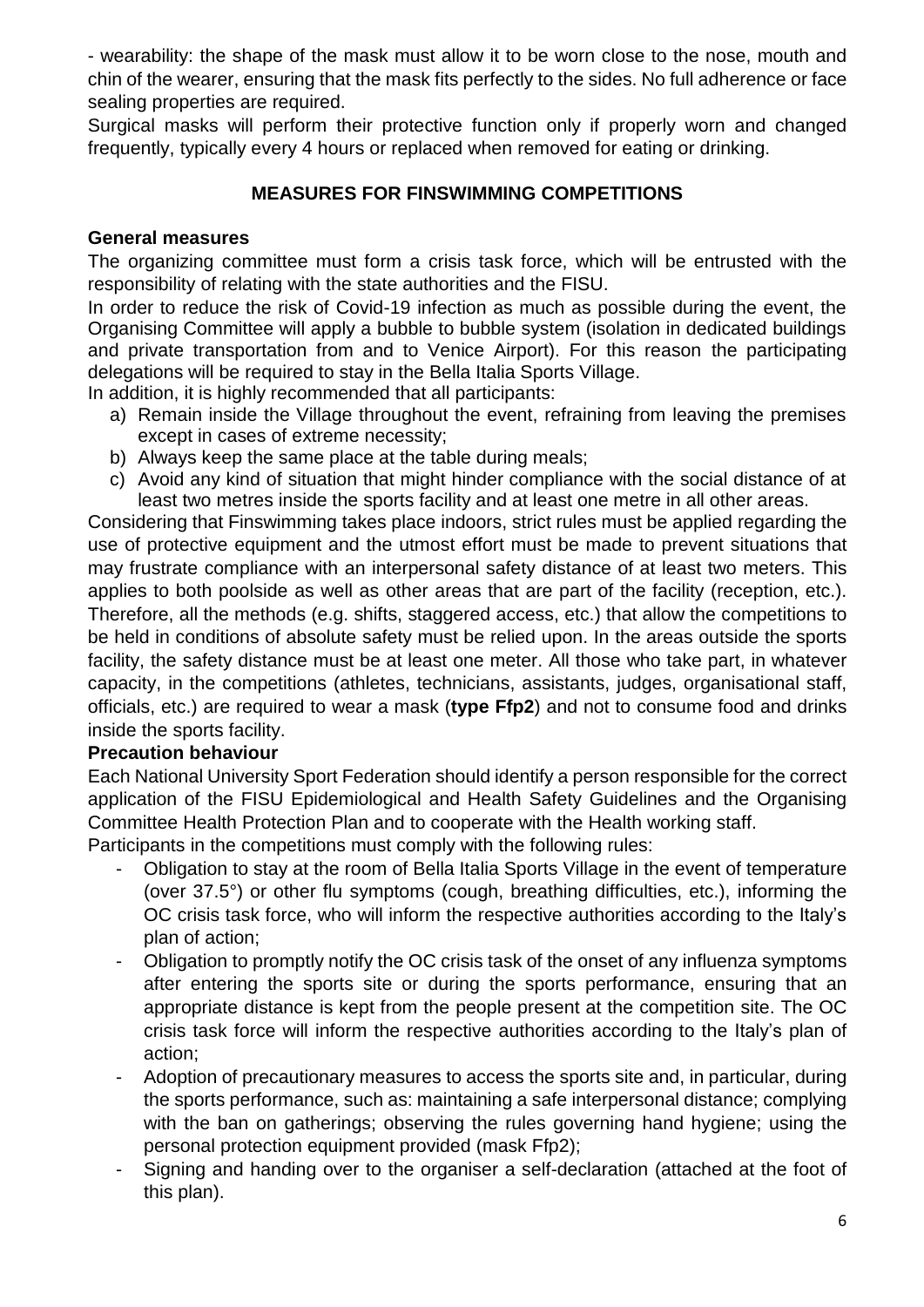- wearability: the shape of the mask must allow it to be worn close to the nose, mouth and chin of the wearer, ensuring that the mask fits perfectly to the sides. No full adherence or face sealing properties are required.

Surgical masks will perform their protective function only if properly worn and changed frequently, typically every 4 hours or replaced when removed for eating or drinking.

## MEASURES FOR FINSWIMMING COMPETITIONS

### General measures

The organizing committee must form a crisis task force, which will be entrusted with the responsibility of relating with the state authorities and the FISU.

In order to reduce the risk of Covid-19 infection as much as possible during the event, the Organising Committee will apply a bubble to bubble system (isolation in dedicated buildings and private transportation from and to Venice Airport). For this reason the participating delegations will be required to stay in the Bella Italia Sports Village.

In addition, it is highly recommended that all participants:

a) Remain inside the Village throughout the event, refraining from leaving the premises except in cases of extreme necessity;
b) Always keep the same place at the table during meals;
c) Avoid any kind of situation that might hinder compliance with the social distance of at least two metres inside the sports facility and at least one metre in all other areas.

Considering that Finswimming takes place indoors, strict rules must be applied regarding the use of protective equipment and the utmost effort must be made to prevent situations that may frustrate compliance with an interpersonal safety distance of at least two meters. This applies to both poolside as well as other areas that are part of the facility (reception, etc.). Therefore, all the methods (e.g. shifts, staggered access, etc.) that allow the competitions to be held in conditions of absolute safety must be relied upon. In the areas outside the sports facility, the safety distance must be at least one meter. All those who take part, in whatever capacity, in the competitions (athletes, technicians, assistants, judges, organisational staff, officials, etc.) are required to wear a mask (**type Ffp2**) and not to consume food and drinks inside the sports facility.

### Precaution behaviour

Each National University Sport Federation should identify a person responsible for the correct application of the FISU Epidemiological and Health Safety Guidelines and the Organising Committee Health Protection Plan and to cooperate with the Health working staff.

Participants in the competitions must comply with the following rules:

- Obligation to stay at the room of Bella Italia Sports Village in the event of temperature (over 37.5°) or other flu symptoms (cough, breathing difficulties, etc.), informing the OC crisis task force, who will inform the respective authorities according to the Italy's plan of action;
- Obligation to promptly notify the OC crisis task of the onset of any influenza symptoms after entering the sports site or during the sports performance, ensuring that an appropriate distance is kept from the people present at the competition site. The OC crisis task force will inform the respective authorities according to the Italy's plan of action;
- Adoption of precautionary measures to access the sports site and, in particular, during the sports performance, such as: maintaining a safe interpersonal distance; complying with the ban on gatherings; observing the rules governing hand hygiene; using the personal protection equipment provided (mask Ffp2);
- Signing and handing over to the organiser a self-declaration (attached at the foot of this plan).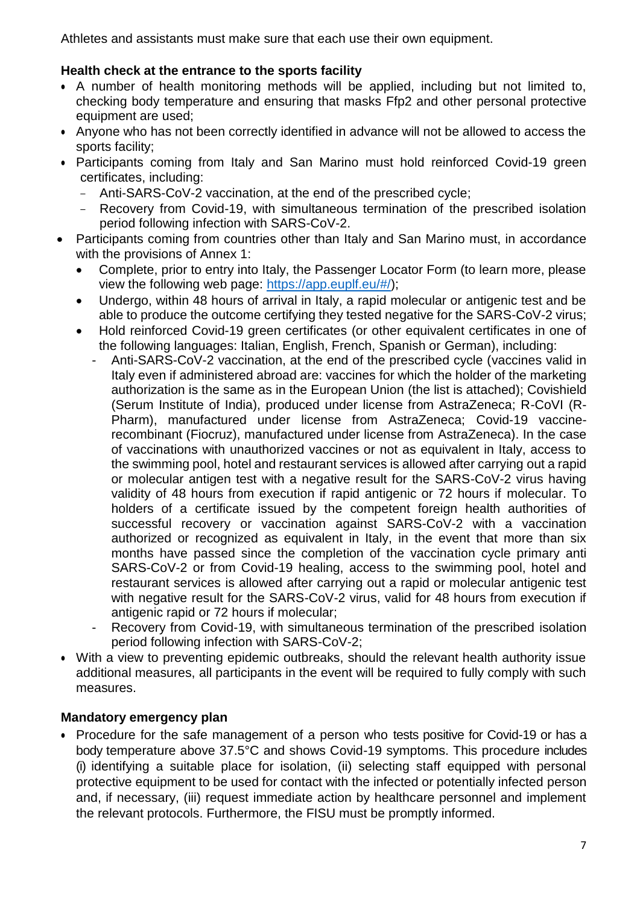Athletes and assistants must make sure that each use their own equipment.

### Health check at the entrance to the sports facility

- A number of health monitoring methods will be applied, including but not limited to, checking body temperature and ensuring that masks Ffp2 and other personal protective equipment are used;
- Anyone who has not been correctly identified in advance will not be allowed to access the sports facility;
- Participants coming from Italy and San Marino must hold reinforced Covid-19 green certificates, including:
  - Anti-SARS-CoV-2 vaccination, at the end of the prescribed cycle;
  - Recovery from Covid-19, with simultaneous termination of the prescribed isolation period following infection with SARS-CoV-2.
- Participants coming from countries other than Italy and San Marino must, in accordance with the provisions of Annex 1:
  - Complete, prior to entry into Italy, the Passenger Locator Form (to learn more, please view the following web page: https://app.euplf.eu/#/);
  - Undergo, within 48 hours of arrival in Italy, a rapid molecular or antigenic test and be able to produce the outcome certifying they tested negative for the SARS-CoV-2 virus;
  - Hold reinforced Covid-19 green certificates (or other equivalent certificates in one of the following languages: Italian, English, French, Spanish or German), including:
    - Anti-SARS-CoV-2 vaccination, at the end of the prescribed cycle (vaccines valid in Italy even if administered abroad are: vaccines for which the holder of the marketing authorization is the same as in the European Union (the list is attached); Covishield (Serum Institute of India), produced under license from AstraZeneca; R-CoVI (R-Pharm), manufactured under license from AstraZeneca; Covid-19 vaccine-recombinant (Fiocruz), manufactured under license from AstraZeneca). In the case of vaccinations with unauthorized vaccines or not as equivalent in Italy, access to the swimming pool, hotel and restaurant services is allowed after carrying out a rapid or molecular antigen test with a negative result for the SARS-CoV-2 virus having validity of 48 hours from execution if rapid antigenic or 72 hours if molecular. To holders of a certificate issued by the competent foreign health authorities of successful recovery or vaccination against SARS-CoV-2 with a vaccination authorized or recognized as equivalent in Italy, in the event that more than six months have passed since the completion of the vaccination cycle primary anti SARS-CoV-2 or from Covid-19 healing, access to the swimming pool, hotel and restaurant services is allowed after carrying out a rapid or molecular antigenic test with negative result for the SARS-CoV-2 virus, valid for 48 hours from execution if antigenic rapid or 72 hours if molecular;
    - Recovery from Covid-19, with simultaneous termination of the prescribed isolation period following infection with SARS-CoV-2;
- With a view to preventing epidemic outbreaks, should the relevant health authority issue additional measures, all participants in the event will be required to fully comply with such measures.

### Mandatory emergency plan

- Procedure for the safe management of a person who tests positive for Covid-19 or has a body temperature above 37.5°C and shows Covid-19 symptoms. This procedure includes (i) identifying a suitable place for isolation, (ii) selecting staff equipped with personal protective equipment to be used for contact with the infected or potentially infected person and, if necessary, (iii) request immediate action by healthcare personnel and implement the relevant protocols. Furthermore, the FISU must be promptly informed.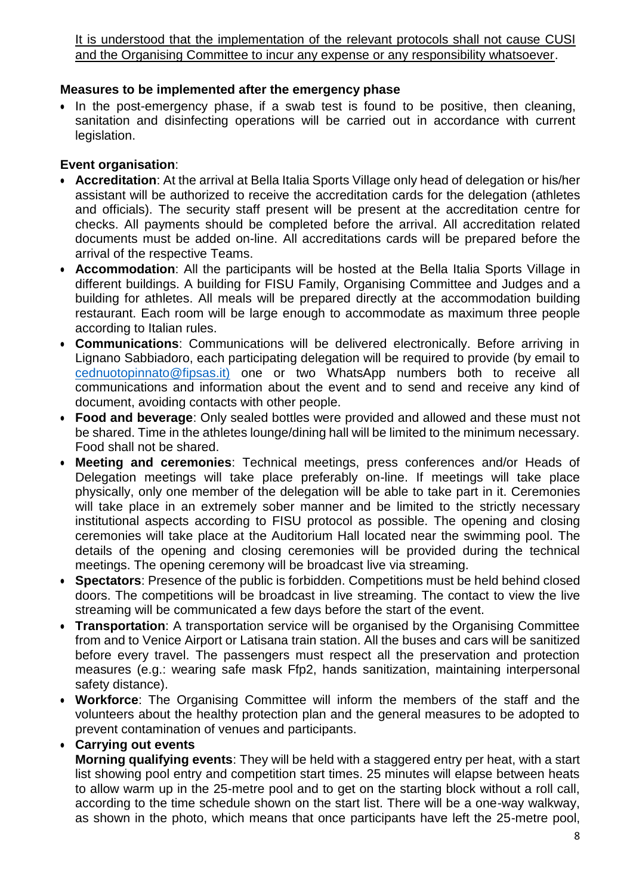It is understood that the implementation of the relevant protocols shall not cause CUSI and the Organising Committee to incur any expense or any responsibility whatsoever.

**Measures to be implemented after the emergency phase**

- In the post-emergency phase, if a swab test is found to be positive, then cleaning, sanitation and disinfecting operations will be carried out in accordance with current legislation.

**Event organisation**:

- **Accreditation**: At the arrival at Bella Italia Sports Village only head of delegation or his/her assistant will be authorized to receive the accreditation cards for the delegation (athletes and officials). The security staff present will be present at the accreditation centre for checks. All payments should be completed before the arrival. All accreditation related documents must be added on-line. All accreditations cards will be prepared before the arrival of the respective Teams.
- **Accommodation**: All the participants will be hosted at the Bella Italia Sports Village in different buildings. A building for FISU Family, Organising Committee and Judges and a building for athletes. All meals will be prepared directly at the accommodation building restaurant. Each room will be large enough to accommodate as maximum three people according to Italian rules.
- **Communications**: Communications will be delivered electronically. Before arriving in Lignano Sabbiadoro, each participating delegation will be required to provide (by email to cednuotopinnato@fipsas.it) one or two WhatsApp numbers both to receive all communications and information about the event and to send and receive any kind of document, avoiding contacts with other people.
- **Food and beverage**: Only sealed bottles were provided and allowed and these must not be shared. Time in the athletes lounge/dining hall will be limited to the minimum necessary. Food shall not be shared.
- **Meeting and ceremonies**: Technical meetings, press conferences and/or Heads of Delegation meetings will take place preferably on-line. If meetings will take place physically, only one member of the delegation will be able to take part in it. Ceremonies will take place in an extremely sober manner and be limited to the strictly necessary institutional aspects according to FISU protocol as possible. The opening and closing ceremonies will take place at the Auditorium Hall located near the swimming pool. The details of the opening and closing ceremonies will be provided during the technical meetings. The opening ceremony will be broadcast live via streaming.
- **Spectators**: Presence of the public is forbidden. Competitions must be held behind closed doors. The competitions will be broadcast in live streaming. The contact to view the live streaming will be communicated a few days before the start of the event.
- **Transportation**: A transportation service will be organised by the Organising Committee from and to Venice Airport or Latisana train station. All the buses and cars will be sanitized before every travel. The passengers must respect all the preservation and protection measures (e.g.: wearing safe mask Ffp2, hands sanitization, maintaining interpersonal safety distance).
- **Workforce**: The Organising Committee will inform the members of the staff and the volunteers about the healthy protection plan and the general measures to be adopted to prevent contamination of venues and participants.
- **Carrying out events**

  **Morning qualifying events**: They will be held with a staggered entry per heat, with a start list showing pool entry and competition start times. 25 minutes will elapse between heats to allow warm up in the 25-metre pool and to get on the starting block without a roll call, according to the time schedule shown on the start list. There will be a one-way walkway, as shown in the photo, which means that once participants have left the 25-metre pool,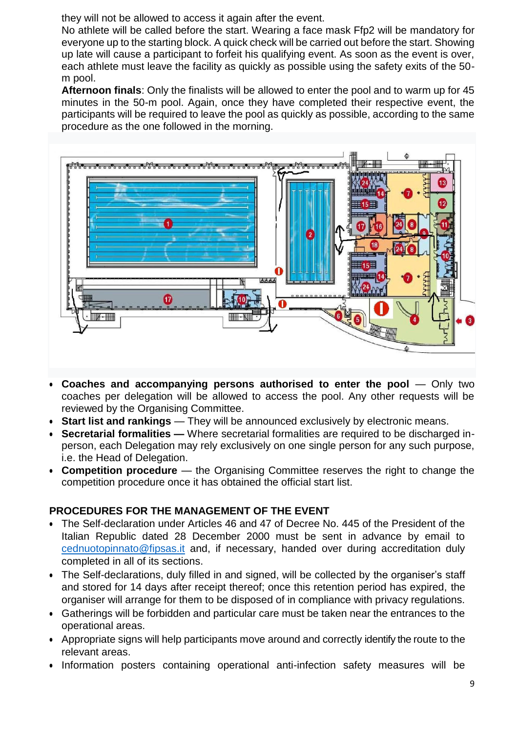they will not be allowed to access it again after the event.

No athlete will be called before the start. Wearing a face mask Ffp2 will be mandatory for everyone up to the starting block. A quick check will be carried out before the start. Showing up late will cause a participant to forfeit his qualifying event. As soon as the event is over, each athlete must leave the facility as quickly as possible using the safety exits of the 50-m pool.

**Afternoon finals**: Only the finalists will be allowed to enter the pool and to warm up for 45 minutes in the 50-m pool. Again, once they have completed their respective event, the participants will be required to leave the pool as quickly as possible, according to the same procedure as the one followed in the morning.

- **Coaches and accompanying persons authorised to enter the pool** — Only two coaches per delegation will be allowed to access the pool. Any other requests will be reviewed by the Organising Committee.
- **Start list and rankings** — They will be announced exclusively by electronic means.
- **Secretarial formalities —** Where secretarial formalities are required to be discharged in-person, each Delegation may rely exclusively on one single person for any such purpose, i.e. the Head of Delegation.
- **Competition procedure** — the Organising Committee reserves the right to change the competition procedure once it has obtained the official start list.

## PROCEDURES FOR THE MANAGEMENT OF THE EVENT

- The Self-declaration under Articles 46 and 47 of Decree No. 445 of the President of the Italian Republic dated 28 December 2000 must be sent in advance by email to cednuotopinnato@fipsas.it and, if necessary, handed over during accreditation duly completed in all of its sections.
- The Self-declarations, duly filled in and signed, will be collected by the organiser's staff and stored for 14 days after receipt thereof; once this retention period has expired, the organiser will arrange for them to be disposed of in compliance with privacy regulations.
- Gatherings will be forbidden and particular care must be taken near the entrances to the operational areas.
- Appropriate signs will help participants move around and correctly identify the route to the relevant areas.
- Information posters containing operational anti-infection safety measures will be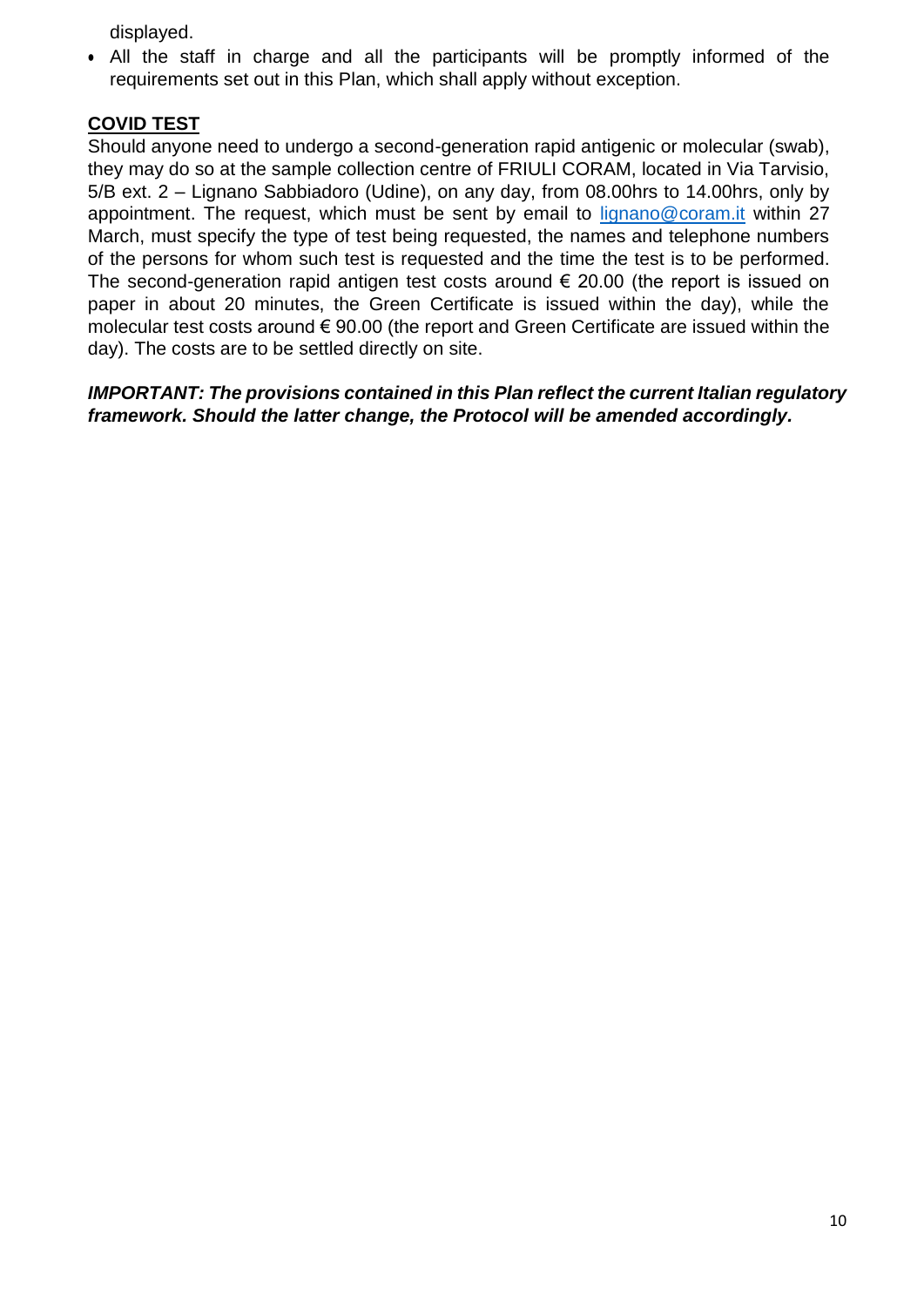displayed.

- All the staff in charge and all the participants will be promptly informed of the requirements set out in this Plan, which shall apply without exception.

**COVID TEST**

Should anyone need to undergo a second-generation rapid antigenic or molecular (swab), they may do so at the sample collection centre of FRIULI CORAM, located in Via Tarvisio, 5/B ext. 2 – Lignano Sabbiadoro (Udine), on any day, from 08.00hrs to 14.00hrs, only by appointment. The request, which must be sent by email to lignano@coram.it within 27 March, must specify the type of test being requested, the names and telephone numbers of the persons for whom such test is requested and the time the test is to be performed. The second-generation rapid antigen test costs around € 20.00 (the report is issued on paper in about 20 minutes, the Green Certificate is issued within the day), while the molecular test costs around € 90.00 (the report and Green Certificate are issued within the day). The costs are to be settled directly on site.

***IMPORTANT: The provisions contained in this Plan reflect the current Italian regulatory framework. Should the latter change, the Protocol will be amended accordingly.***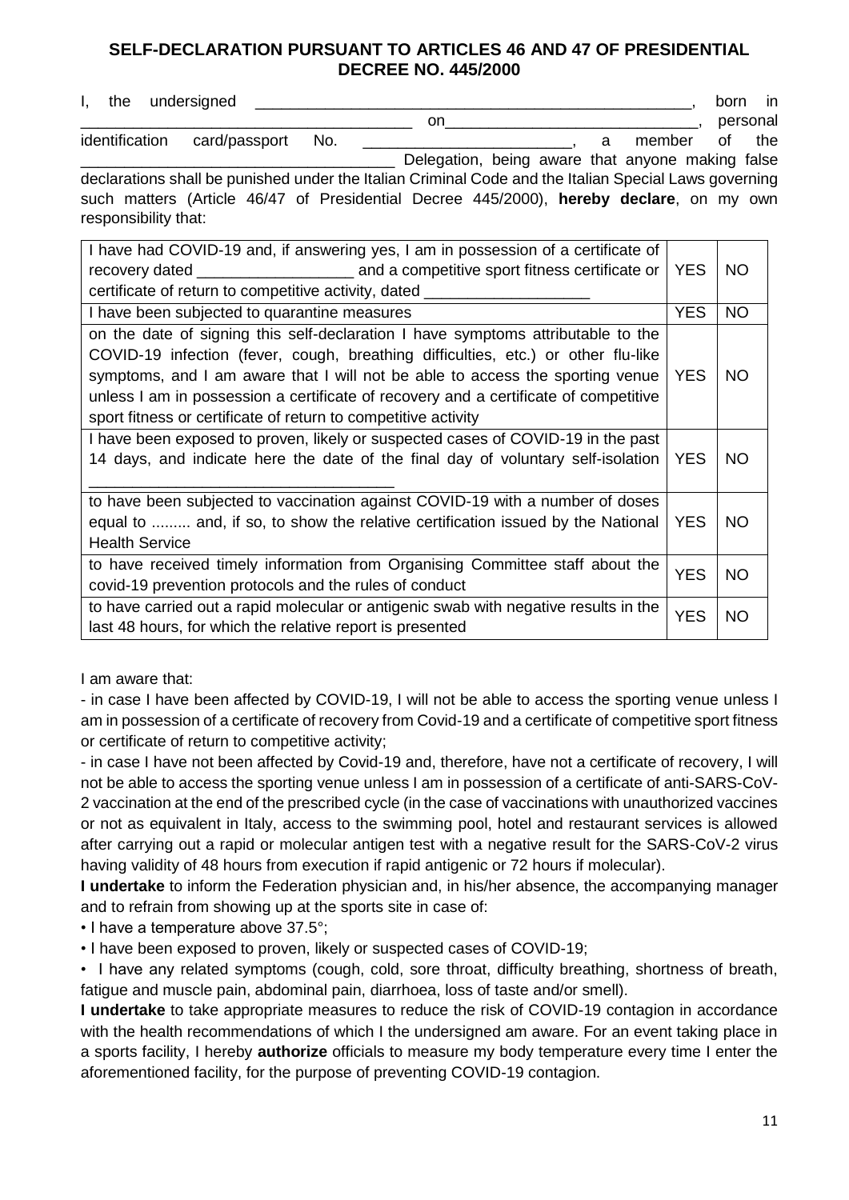## SELF-DECLARATION PURSUANT TO ARTICLES 46 AND 47 OF PRESIDENTIAL DECREE NO. 445/2000

I, the undersigned ____________________________________________________, born in ______________________________________ on_____________________________, personal identification card/passport No. _________________________, a member of the ____________________________________ Delegation, being aware that anyone making false declarations shall be punished under the Italian Criminal Code and the Italian Special Laws governing such matters (Article 46/47 of Presidential Decree 445/2000), **hereby declare**, on my own responsibility that:

| | | |
|---|---|---|
| I have had COVID-19 and, if answering yes, I am in possession of a certificate of recovery dated __________________ and a competitive sport fitness certificate or certificate of return to competitive activity, dated ___________________ | YES | NO |
| I have been subjected to quarantine measures | YES | NO |
| on the date of signing this self-declaration I have symptoms attributable to the COVID-19 infection (fever, cough, breathing difficulties, etc.) or other flu-like symptoms, and I am aware that I will not be able to access the sporting venue unless I am in possession a certificate of recovery and a certificate of competitive sport fitness or certificate of return to competitive activity | YES | NO |
| I have been exposed to proven, likely or suspected cases of COVID-19 in the past 14 days, and indicate here the date of the final day of voluntary self-isolation ___________________________________ | YES | NO |
| to have been subjected to vaccination against COVID-19 with a number of doses equal to ......... and, if so, to show the relative certification issued by the National Health Service | YES | NO |
| to have received timely information from Organising Committee staff about the covid-19 prevention protocols and the rules of conduct | YES | NO |
| to have carried out a rapid molecular or antigenic swab with negative results in the last 48 hours, for which the relative report is presented | YES | NO |

I am aware that:

- in case I have been affected by COVID-19, I will not be able to access the sporting venue unless I am in possession of a certificate of recovery from Covid-19 and a certificate of competitive sport fitness or certificate of return to competitive activity;
- in case I have not been affected by Covid-19 and, therefore, have not a certificate of recovery, I will not be able to access the sporting venue unless I am in possession of a certificate of anti-SARS-CoV-2 vaccination at the end of the prescribed cycle (in the case of vaccinations with unauthorized vaccines or not as equivalent in Italy, access to the swimming pool, hotel and restaurant services is allowed after carrying out a rapid or molecular antigen test with a negative result for the SARS-CoV-2 virus having validity of 48 hours from execution if rapid antigenic or 72 hours if molecular).

**I undertake** to inform the Federation physician and, in his/her absence, the accompanying manager and to refrain from showing up at the sports site in case of:

- I have a temperature above 37.5°;
- I have been exposed to proven, likely or suspected cases of COVID-19;
- I have any related symptoms (cough, cold, sore throat, difficulty breathing, shortness of breath, fatigue and muscle pain, abdominal pain, diarrhoea, loss of taste and/or smell).

**I undertake** to take appropriate measures to reduce the risk of COVID-19 contagion in accordance with the health recommendations of which I the undersigned am aware. For an event taking place in a sports facility, I hereby **authorize** officials to measure my body temperature every time I enter the aforementioned facility, for the purpose of preventing COVID-19 contagion.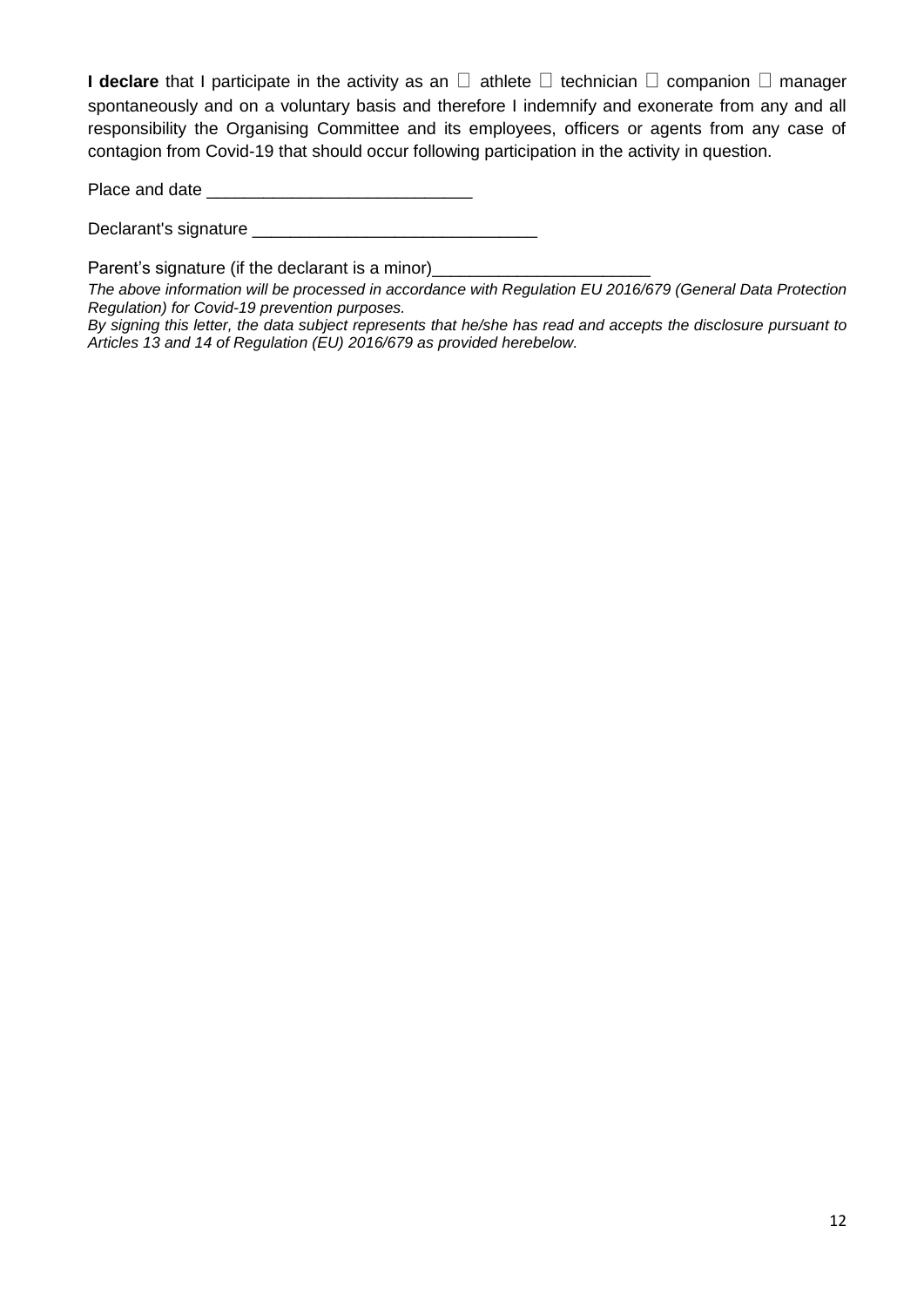**I declare** that I participate in the activity as an ☐ athlete ☐ technician ☐ companion ☐ manager spontaneously and on a voluntary basis and therefore I indemnify and exonerate from any and all responsibility the Organising Committee and its employees, officers or agents from any case of contagion from Covid-19 that should occur following participation in the activity in question.

Place and date ___________________________

Declarant's signature ______________________________

Parent's signature (if the declarant is a minor)______________________

*The above information will be processed in accordance with Regulation EU 2016/679 (General Data Protection Regulation) for Covid-19 prevention purposes.*

*By signing this letter, the data subject represents that he/she has read and accepts the disclosure pursuant to Articles 13 and 14 of Regulation (EU) 2016/679 as provided herebelow.*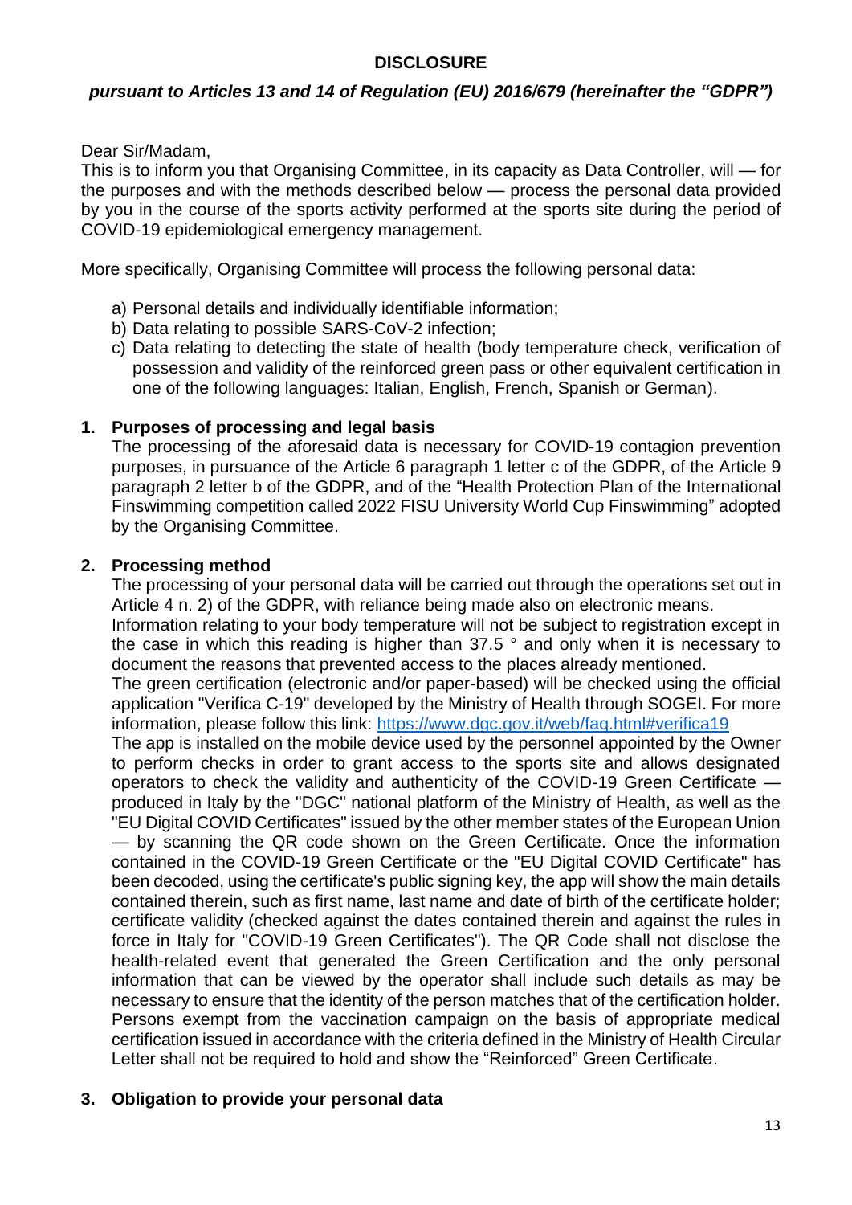**DISCLOSURE**

***pursuant to Articles 13 and 14 of Regulation (EU) 2016/679 (hereinafter the "GDPR")***

Dear Sir/Madam,
This is to inform you that Organising Committee, in its capacity as Data Controller, will — for the purposes and with the methods described below — process the personal data provided by you in the course of the sports activity performed at the sports site during the period of COVID-19 epidemiological emergency management.

More specifically, Organising Committee will process the following personal data:

a) Personal details and individually identifiable information;
b) Data relating to possible SARS-CoV-2 infection;
c) Data relating to detecting the state of health (body temperature check, verification of possession and validity of the reinforced green pass or other equivalent certification in one of the following languages: Italian, English, French, Spanish or German).

**1. Purposes of processing and legal basis**

The processing of the aforesaid data is necessary for COVID-19 contagion prevention purposes, in pursuance of the Article 6 paragraph 1 letter c of the GDPR, of the Article 9 paragraph 2 letter b of the GDPR, and of the "Health Protection Plan of the International Finswimming competition called 2022 FISU University World Cup Finswimming" adopted by the Organising Committee.

**2. Processing method**

The processing of your personal data will be carried out through the operations set out in Article 4 n. 2) of the GDPR, with reliance being made also on electronic means.
Information relating to your body temperature will not be subject to registration except in the case in which this reading is higher than 37.5 ° and only when it is necessary to document the reasons that prevented access to the places already mentioned.
The green certification (electronic and/or paper-based) will be checked using the official application "Verifica C-19" developed by the Ministry of Health through SOGEI. For more information, please follow this link: https://www.dgc.gov.it/web/faq.html#verifica19
The app is installed on the mobile device used by the personnel appointed by the Owner to perform checks in order to grant access to the sports site and allows designated operators to check the validity and authenticity of the COVID-19 Green Certificate — produced in Italy by the "DGC" national platform of the Ministry of Health, as well as the "EU Digital COVID Certificates" issued by the other member states of the European Union — by scanning the QR code shown on the Green Certificate. Once the information contained in the COVID-19 Green Certificate or the "EU Digital COVID Certificate" has been decoded, using the certificate's public signing key, the app will show the main details contained therein, such as first name, last name and date of birth of the certificate holder; certificate validity (checked against the dates contained therein and against the rules in force in Italy for "COVID-19 Green Certificates"). The QR Code shall not disclose the health-related event that generated the Green Certification and the only personal information that can be viewed by the operator shall include such details as may be necessary to ensure that the identity of the person matches that of the certification holder. Persons exempt from the vaccination campaign on the basis of appropriate medical certification issued in accordance with the criteria defined in the Ministry of Health Circular Letter shall not be required to hold and show the "Reinforced" Green Certificate.

**3. Obligation to provide your personal data**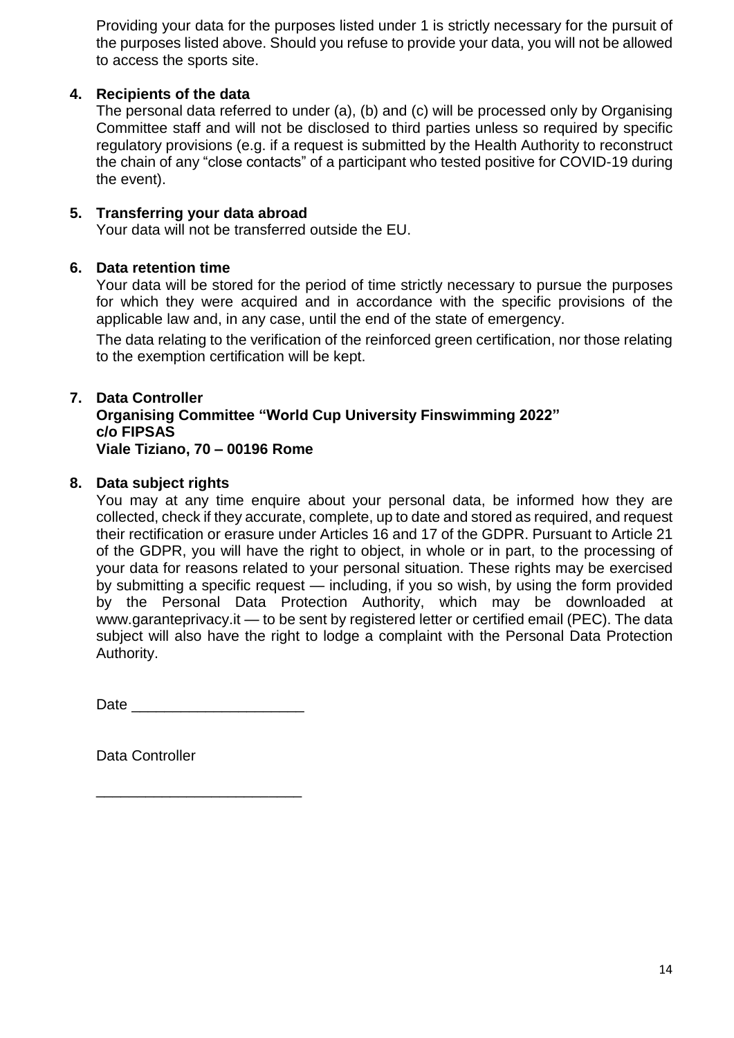Providing your data for the purposes listed under 1 is strictly necessary for the pursuit of the purposes listed above. Should you refuse to provide your data, you will not be allowed to access the sports site.

**4. Recipients of the data**

The personal data referred to under (a), (b) and (c) will be processed only by Organising Committee staff and will not be disclosed to third parties unless so required by specific regulatory provisions (e.g. if a request is submitted by the Health Authority to reconstruct the chain of any "close contacts" of a participant who tested positive for COVID-19 during the event).

**5. Transferring your data abroad**

Your data will not be transferred outside the EU.

**6. Data retention time**

Your data will be stored for the period of time strictly necessary to pursue the purposes for which they were acquired and in accordance with the specific provisions of the applicable law and, in any case, until the end of the state of emergency.

The data relating to the verification of the reinforced green certification, nor those relating to the exemption certification will be kept.

**7. Data Controller**

**Organising Committee "World Cup University Finswimming 2022"**
**c/o FIPSAS**
**Viale Tiziano, 70 – 00196 Rome**

**8. Data subject rights**

You may at any time enquire about your personal data, be informed how they are collected, check if they accurate, complete, up to date and stored as required, and request their rectification or erasure under Articles 16 and 17 of the GDPR. Pursuant to Article 21 of the GDPR, you will have the right to object, in whole or in part, to the processing of your data for reasons related to your personal situation. These rights may be exercised by submitting a specific request — including, if you so wish, by using the form provided by the Personal Data Protection Authority, which may be downloaded at www.garanteprivacy.it — to be sent by registered letter or certified email (PEC). The data subject will also have the right to lodge a complaint with the Personal Data Protection Authority.

Date ____________________

Data Controller

________________________